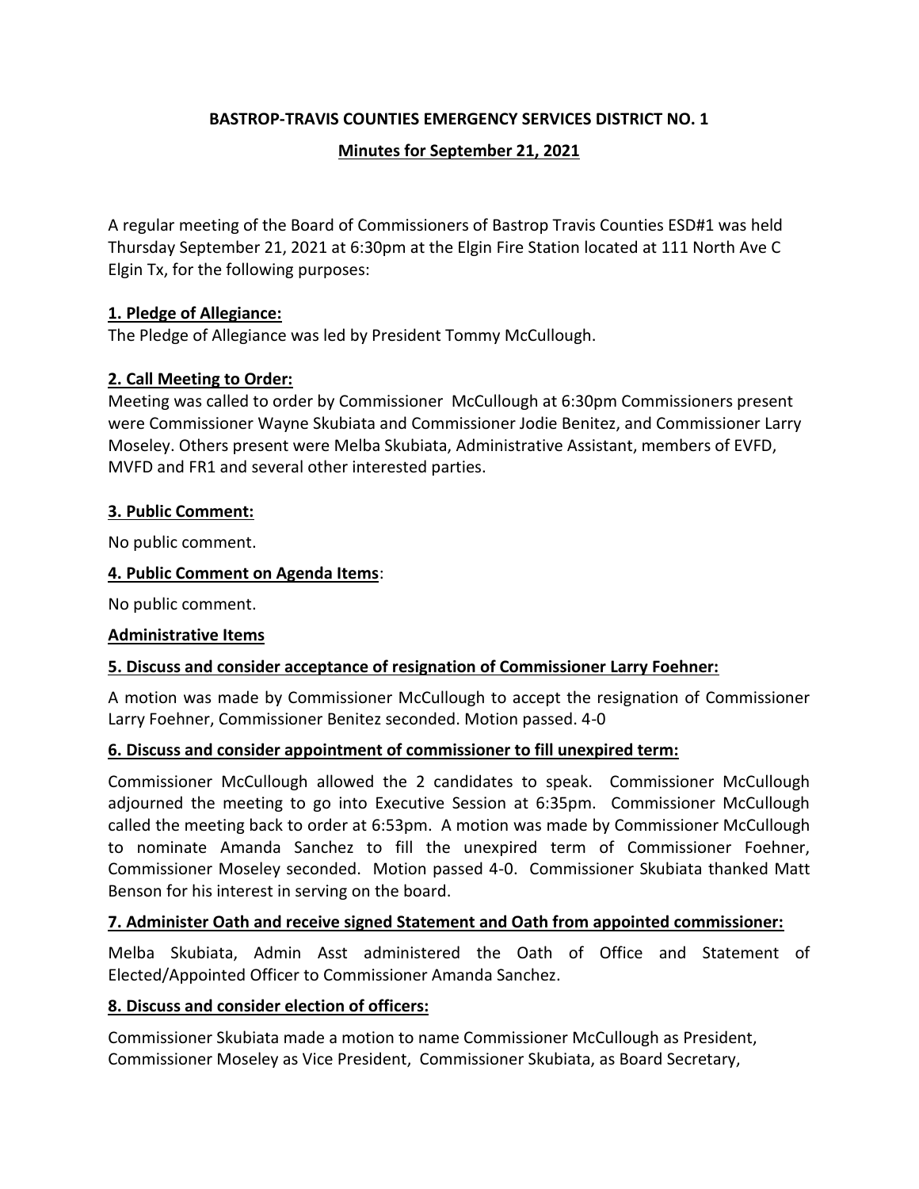# BASTROP-TRAVIS COUNTIES EMERGENCY SERVICES DISTRICT NO. 1

## Minutes for September 21, 2021

A regular meeting of the Board of Commissioners of Bastrop Travis Counties ESD#1 was held Thursday September 21, 2021 at 6:30pm at the Elgin Fire Station located at 111 North Ave C Elgin Tx, for the following purposes:

**1. Pledge of Allegiance:**

The Pledge of Allegiance was led by President Tommy McCullough.

**2. Call Meeting to Order:**

Meeting was called to order by Commissioner McCullough at 6:30pm Commissioners present were Commissioner Wayne Skubiata and Commissioner Jodie Benitez, and Commissioner Larry Moseley. Others present were Melba Skubiata, Administrative Assistant, members of EVFD, MVFD and FR1 and several other interested parties.

**3. Public Comment:**

No public comment.

**4. Public Comment on Agenda Items**:

No public comment.

**Administrative Items**

**5. Discuss and consider acceptance of resignation of Commissioner Larry Foehner:**

A motion was made by Commissioner McCullough to accept the resignation of Commissioner Larry Foehner, Commissioner Benitez seconded. Motion passed. 4-0

**6. Discuss and consider appointment of commissioner to fill unexpired term:**

Commissioner McCullough allowed the 2 candidates to speak. Commissioner McCullough adjourned the meeting to go into Executive Session at 6:35pm. Commissioner McCullough called the meeting back to order at 6:53pm. A motion was made by Commissioner McCullough to nominate Amanda Sanchez to fill the unexpired term of Commissioner Foehner, Commissioner Moseley seconded. Motion passed 4-0. Commissioner Skubiata thanked Matt Benson for his interest in serving on the board.

**7. Administer Oath and receive signed Statement and Oath from appointed commissioner:**

Melba Skubiata, Admin Asst administered the Oath of Office and Statement of Elected/Appointed Officer to Commissioner Amanda Sanchez.

**8. Discuss and consider election of officers:**

Commissioner Skubiata made a motion to name Commissioner McCullough as President, Commissioner Moseley as Vice President, Commissioner Skubiata, as Board Secretary,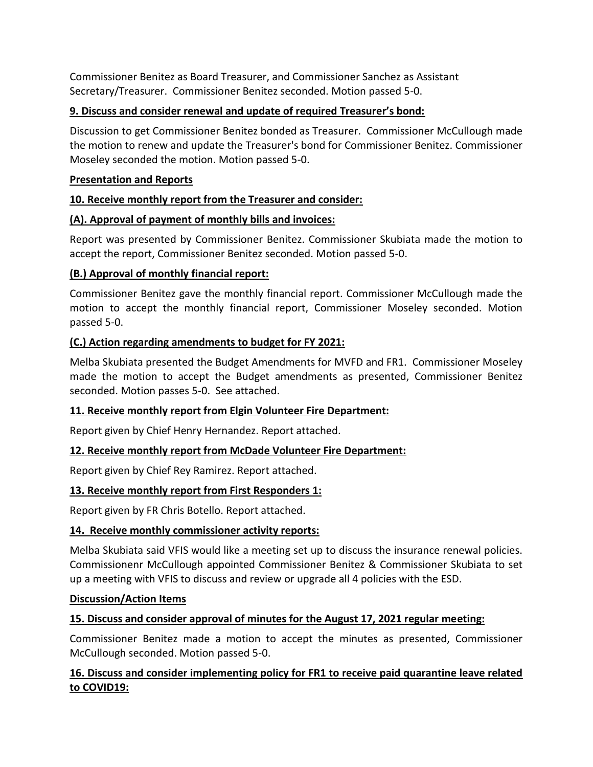Commissioner Benitez as Board Treasurer, and Commissioner Sanchez as Assistant Secretary/Treasurer. Commissioner Benitez seconded. Motion passed 5-0.

**9. Discuss and consider renewal and update of required Treasurer's bond:**

Discussion to get Commissioner Benitez bonded as Treasurer. Commissioner McCullough made the motion to renew and update the Treasurer's bond for Commissioner Benitez. Commissioner Moseley seconded the motion. Motion passed 5-0.

**Presentation and Reports**

**10. Receive monthly report from the Treasurer and consider:**

**(A). Approval of payment of monthly bills and invoices:**

Report was presented by Commissioner Benitez. Commissioner Skubiata made the motion to accept the report, Commissioner Benitez seconded. Motion passed 5-0.

**(B.) Approval of monthly financial report:**

Commissioner Benitez gave the monthly financial report. Commissioner McCullough made the motion to accept the monthly financial report, Commissioner Moseley seconded. Motion passed 5-0.

**(C.) Action regarding amendments to budget for FY 2021:**

Melba Skubiata presented the Budget Amendments for MVFD and FR1. Commissioner Moseley made the motion to accept the Budget amendments as presented, Commissioner Benitez seconded. Motion passes 5-0. See attached.

**11. Receive monthly report from Elgin Volunteer Fire Department:**

Report given by Chief Henry Hernandez. Report attached.

**12. Receive monthly report from McDade Volunteer Fire Department:**

Report given by Chief Rey Ramirez. Report attached.

**13. Receive monthly report from First Responders 1:**

Report given by FR Chris Botello. Report attached.

**14. Receive monthly commissioner activity reports:**

Melba Skubiata said VFIS would like a meeting set up to discuss the insurance renewal policies. Commissionenr McCullough appointed Commissioner Benitez & Commissioner Skubiata to set up a meeting with VFIS to discuss and review or upgrade all 4 policies with the ESD.

**Discussion/Action Items**

**15. Discuss and consider approval of minutes for the August 17, 2021 regular meeting:**

Commissioner Benitez made a motion to accept the minutes as presented, Commissioner McCullough seconded. Motion passed 5-0.

**16. Discuss and consider implementing policy for FR1 to receive paid quarantine leave related to COVID19:**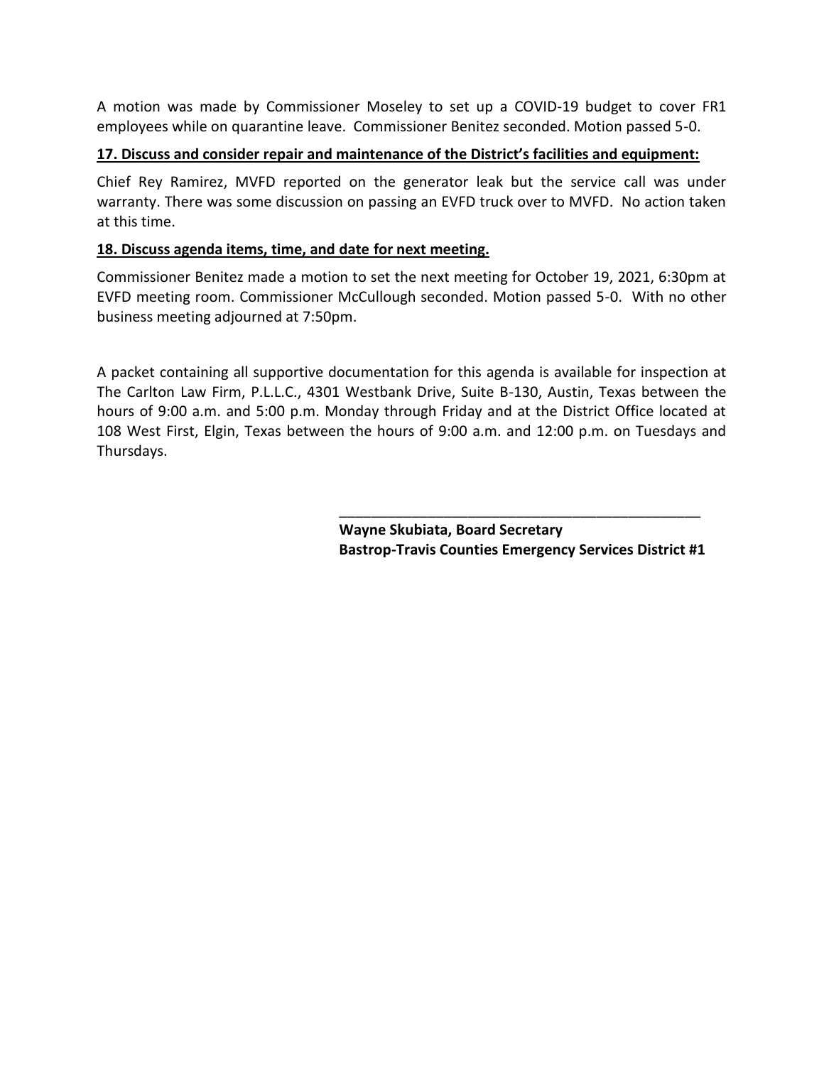A motion was made by Commissioner Moseley to set up a COVID-19 budget to cover FR1 employees while on quarantine leave. Commissioner Benitez seconded. Motion passed 5-0.

**17. Discuss and consider repair and maintenance of the District's facilities and equipment:**

Chief Rey Ramirez, MVFD reported on the generator leak but the service call was under warranty. There was some discussion on passing an EVFD truck over to MVFD. No action taken at this time.

**18. Discuss agenda items, time, and date for next meeting.**

Commissioner Benitez made a motion to set the next meeting for October 19, 2021, 6:30pm at EVFD meeting room. Commissioner McCullough seconded. Motion passed 5-0. With no other business meeting adjourned at 7:50pm.

A packet containing all supportive documentation for this agenda is available for inspection at The Carlton Law Firm, P.L.L.C., 4301 Westbank Drive, Suite B-130, Austin, Texas between the hours of 9:00 a.m. and 5:00 p.m. Monday through Friday and at the District Office located at 108 West First, Elgin, Texas between the hours of 9:00 a.m. and 12:00 p.m. on Tuesdays and Thursdays.

\_\_\_\_\_\_\_\_\_\_\_\_\_\_\_\_\_\_\_\_\_\_\_\_\_\_\_\_\_\_\_\_\_\_\_\_\_\_\_\_\_\_\_\_

**Wayne Skubiata, Board Secretary**
**Bastrop-Travis Counties Emergency Services District #1**